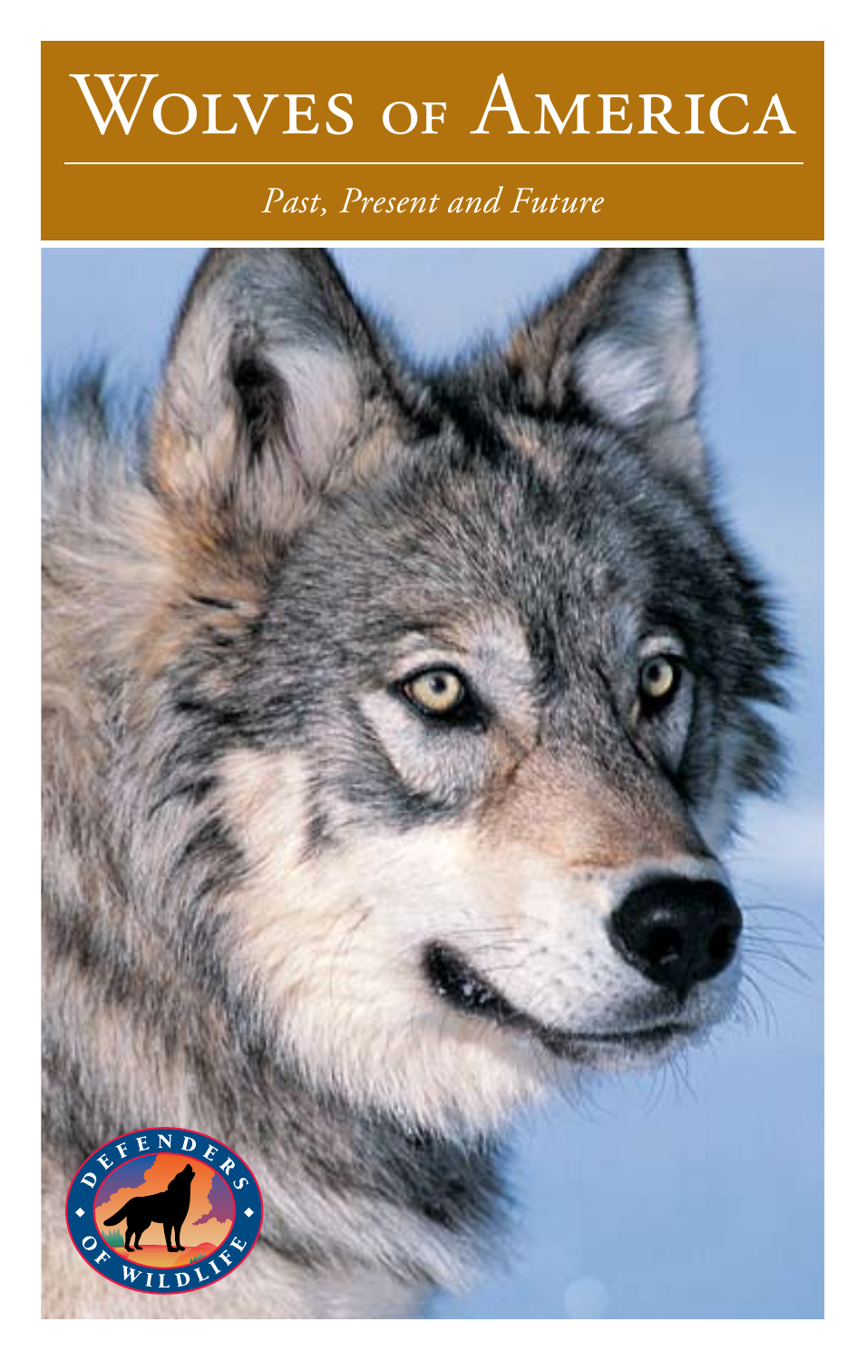# Wolves of America

*Past, Present and Future*

Defenders of Wildlife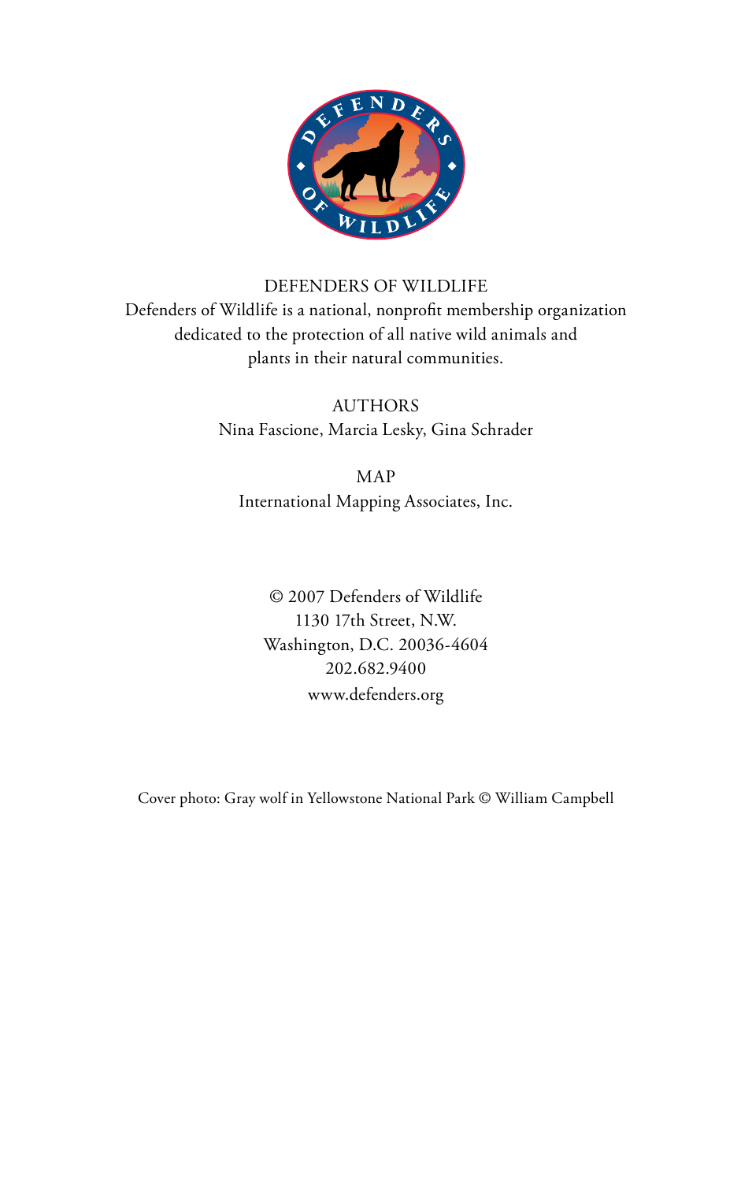DEFENDERS OF WILDLIFE

Defenders of Wildlife is a national, nonprofit membership organization dedicated to the protection of all native wild animals and plants in their natural communities.

AUTHORS

Nina Fascione, Marcia Lesky, Gina Schrader

MAP

International Mapping Associates, Inc.

© 2007 Defenders of Wildlife
1130 17th Street, N.W.
Washington, D.C. 20036-4604
202.682.9400
www.defenders.org

Cover photo: Gray wolf in Yellowstone National Park © William Campbell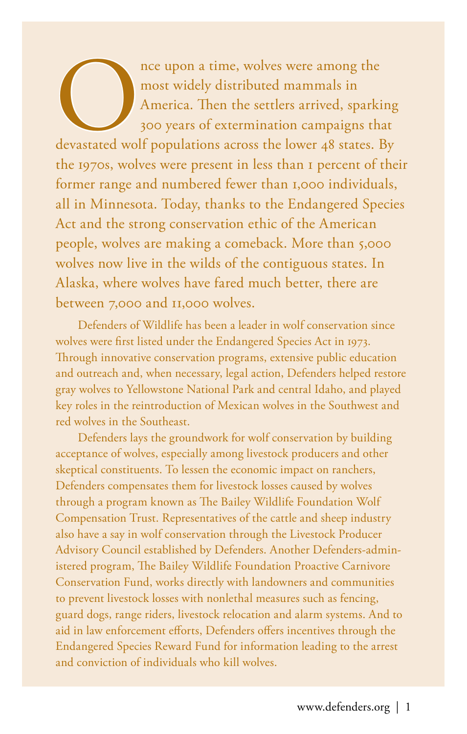Once upon a time, wolves were among the most widely distributed mammals in America. Then the settlers arrived, sparking 300 years of extermination campaigns that devastated wolf populations across the lower 48 states. By the 1970s, wolves were present in less than 1 percent of their former range and numbered fewer than 1,000 individuals, all in Minnesota. Today, thanks to the Endangered Species Act and the strong conservation ethic of the American people, wolves are making a comeback. More than 5,000 wolves now live in the wilds of the contiguous states. In Alaska, where wolves have fared much better, there are between 7,000 and 11,000 wolves.

Defenders of Wildlife has been a leader in wolf conservation since wolves were first listed under the Endangered Species Act in 1973. Through innovative conservation programs, extensive public education and outreach and, when necessary, legal action, Defenders helped restore gray wolves to Yellowstone National Park and central Idaho, and played key roles in the reintroduction of Mexican wolves in the Southwest and red wolves in the Southeast.

Defenders lays the groundwork for wolf conservation by building acceptance of wolves, especially among livestock producers and other skeptical constituents. To lessen the economic impact on ranchers, Defenders compensates them for livestock losses caused by wolves through a program known as The Bailey Wildlife Foundation Wolf Compensation Trust. Representatives of the cattle and sheep industry also have a say in wolf conservation through the Livestock Producer Advisory Council established by Defenders. Another Defenders-administered program, The Bailey Wildlife Foundation Proactive Carnivore Conservation Fund, works directly with landowners and communities to prevent livestock losses with nonlethal measures such as fencing, guard dogs, range riders, livestock relocation and alarm systems. And to aid in law enforcement efforts, Defenders offers incentives through the Endangered Species Reward Fund for information leading to the arrest and conviction of individuals who kill wolves.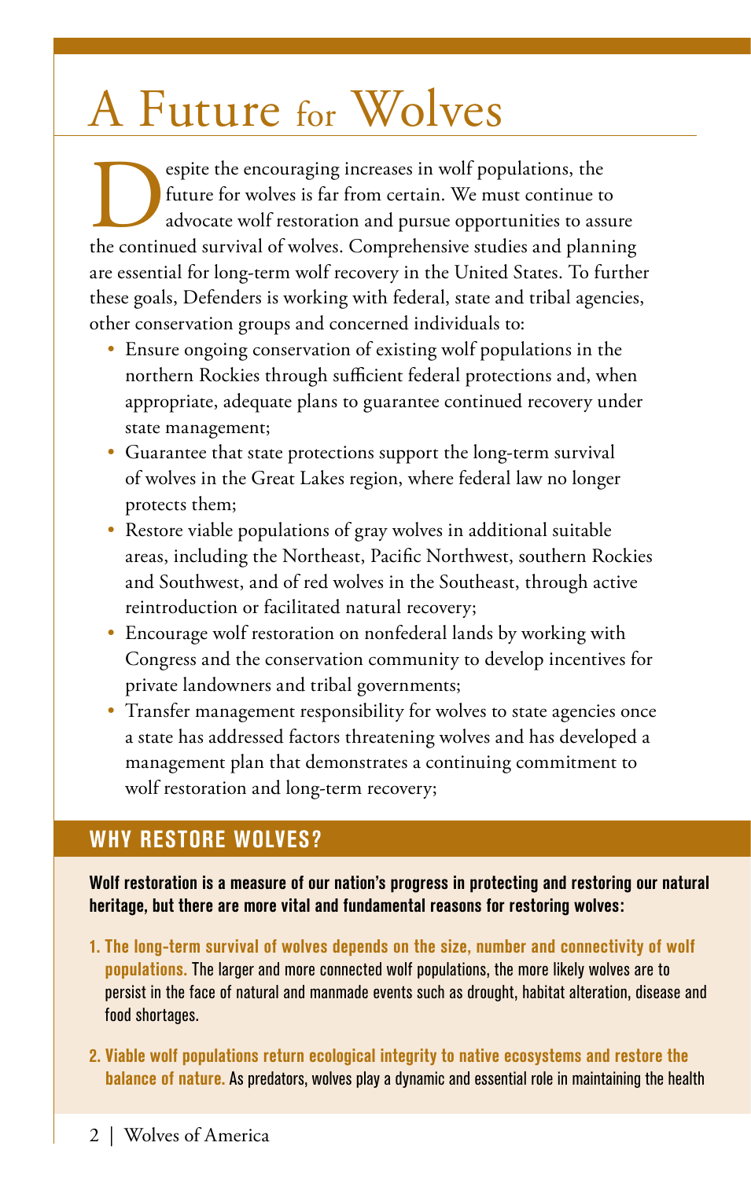# A Future for Wolves

Despite the encouraging increases in wolf populations, the future for wolves is far from certain. We must continue to advocate wolf restoration and pursue opportunities to assure the continued survival of wolves. Comprehensive studies and planning are essential for long-term wolf recovery in the United States. To further these goals, Defenders is working with federal, state and tribal agencies, other conservation groups and concerned individuals to:

- Ensure ongoing conservation of existing wolf populations in the northern Rockies through sufficient federal protections and, when appropriate, adequate plans to guarantee continued recovery under state management;
- Guarantee that state protections support the long-term survival of wolves in the Great Lakes region, where federal law no longer protects them;
- Restore viable populations of gray wolves in additional suitable areas, including the Northeast, Pacific Northwest, southern Rockies and Southwest, and of red wolves in the Southeast, through active reintroduction or facilitated natural recovery;
- Encourage wolf restoration on nonfederal lands by working with Congress and the conservation community to develop incentives for private landowners and tribal governments;
- Transfer management responsibility for wolves to state agencies once a state has addressed factors threatening wolves and has developed a management plan that demonstrates a continuing commitment to wolf restoration and long-term recovery;

## WHY RESTORE WOLVES?

**Wolf restoration is a measure of our nation's progress in protecting and restoring our natural heritage, but there are more vital and fundamental reasons for restoring wolves:**

1. **The long-term survival of wolves depends on the size, number and connectivity of wolf populations.** The larger and more connected wolf populations, the more likely wolves are to persist in the face of natural and manmade events such as drought, habitat alteration, disease and food shortages.
2. **Viable wolf populations return ecological integrity to native ecosystems and restore the balance of nature.** As predators, wolves play a dynamic and essential role in maintaining the health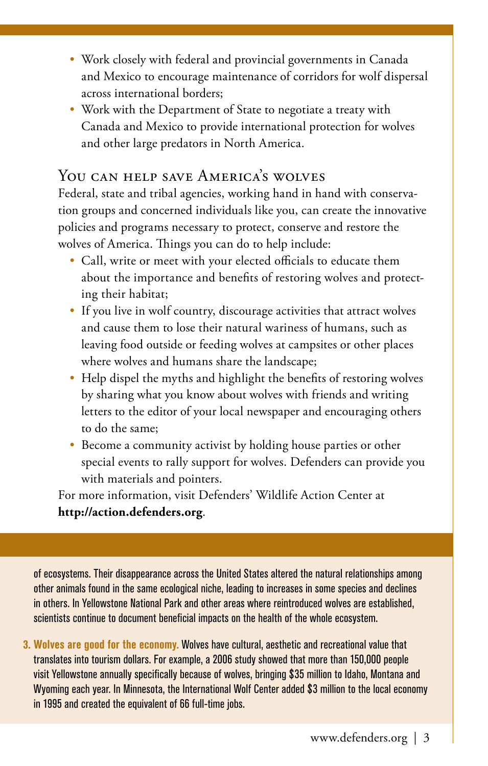- Work closely with federal and provincial governments in Canada and Mexico to encourage maintenance of corridors for wolf dispersal across international borders;
- Work with the Department of State to negotiate a treaty with Canada and Mexico to provide international protection for wolves and other large predators in North America.

## You can help save America's wolves

Federal, state and tribal agencies, working hand in hand with conservation groups and concerned individuals like you, can create the innovative policies and programs necessary to protect, conserve and restore the wolves of America. Things you can do to help include:

- Call, write or meet with your elected officials to educate them about the importance and benefits of restoring wolves and protecting their habitat;
- If you live in wolf country, discourage activities that attract wolves and cause them to lose their natural wariness of humans, such as leaving food outside or feeding wolves at campsites or other places where wolves and humans share the landscape;
- Help dispel the myths and highlight the benefits of restoring wolves by sharing what you know about wolves with friends and writing letters to the editor of your local newspaper and encouraging others to do the same;
- Become a community activist by holding house parties or other special events to rally support for wolves. Defenders can provide you with materials and pointers.

For more information, visit Defenders' Wildlife Action Center at **http://action.defenders.org**.

of ecosystems. Their disappearance across the United States altered the natural relationships among other animals found in the same ecological niche, leading to increases in some species and declines in others. In Yellowstone National Park and other areas where reintroduced wolves are established, scientists continue to document beneficial impacts on the health of the whole ecosystem.

3. **Wolves are good for the economy.** Wolves have cultural, aesthetic and recreational value that translates into tourism dollars. For example, a 2006 study showed that more than 150,000 people visit Yellowstone annually specifically because of wolves, bringing $35 million to Idaho, Montana and Wyoming each year. In Minnesota, the International Wolf Center added $3 million to the local economy in 1995 and created the equivalent of 66 full-time jobs.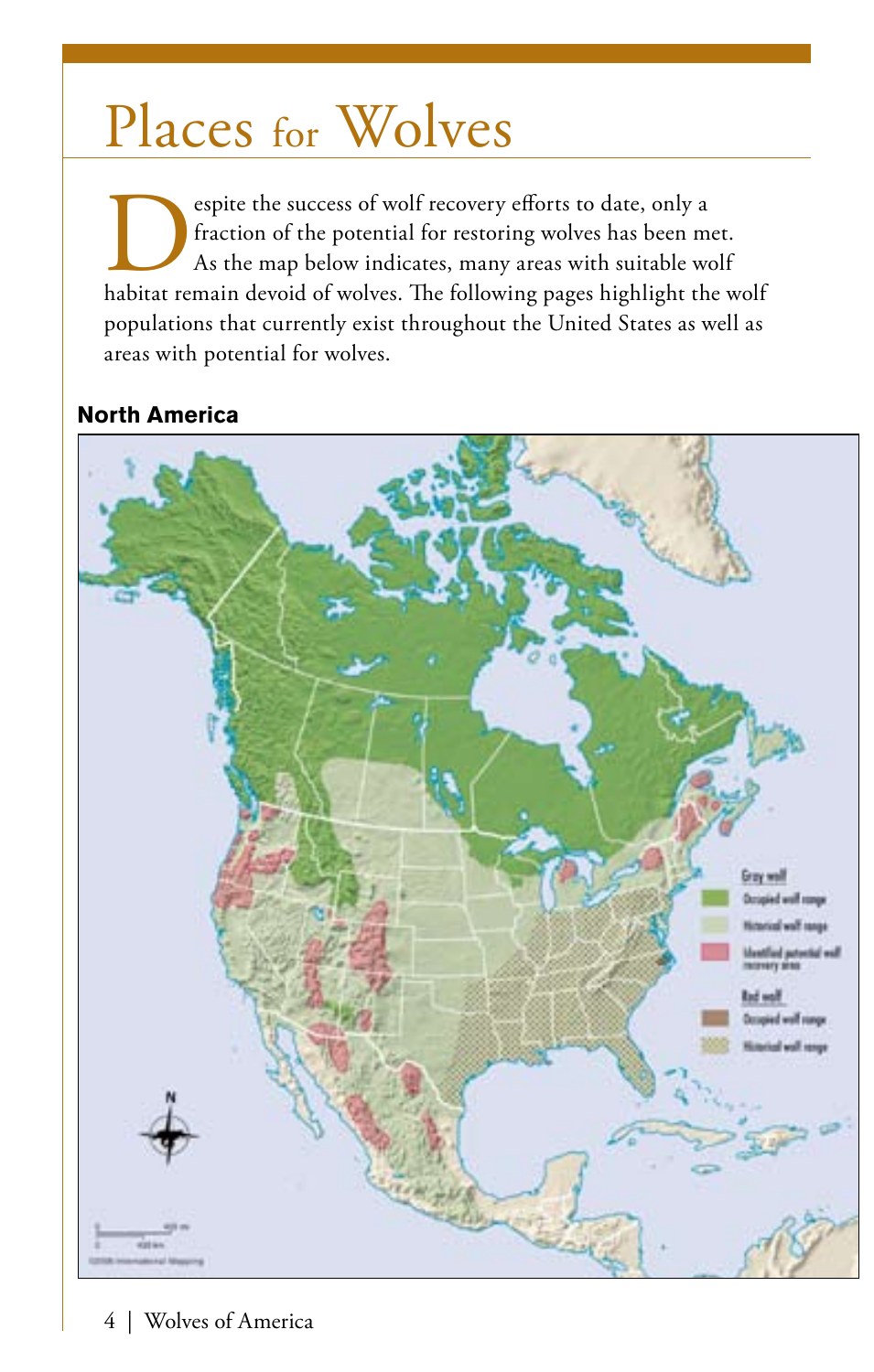# Places for Wolves

Despite the success of wolf recovery efforts to date, only a fraction of the potential for restoring wolves has been met. As the map below indicates, many areas with suitable wolf habitat remain devoid of wolves. The following pages highlight the wolf populations that currently exist throughout the United States as well as areas with potential for wolves.

**North America**

Gray wolf
- Occupied wolf range
- Historical wolf range
- Identified potential wolf recovery area

Red wolf
- Occupied wolf range
- Historical wolf range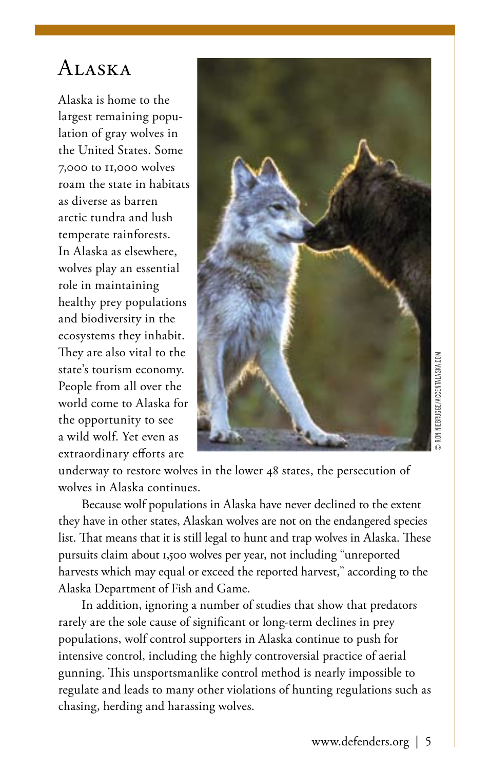# Alaska

Alaska is home to the largest remaining population of gray wolves in the United States. Some 7,000 to 11,000 wolves roam the state in habitats as diverse as barren arctic tundra and lush temperate rainforests. In Alaska as elsewhere, wolves play an essential role in maintaining healthy prey populations and biodiversity in the ecosystems they inhabit. They are also vital to the state's tourism economy. People from all over the world come to Alaska for the opportunity to see a wild wolf. Yet even as extraordinary efforts are underway to restore wolves in the lower 48 states, the persecution of wolves in Alaska continues.

© RON NIEBRUGGE/ACCENTALASKA.COM

Because wolf populations in Alaska have never declined to the extent they have in other states, Alaskan wolves are not on the endangered species list. That means that it is still legal to hunt and trap wolves in Alaska. These pursuits claim about 1,500 wolves per year, not including "unreported harvests which may equal or exceed the reported harvest," according to the Alaska Department of Fish and Game.

In addition, ignoring a number of studies that show that predators rarely are the sole cause of significant or long-term declines in prey populations, wolf control supporters in Alaska continue to push for intensive control, including the highly controversial practice of aerial gunning. This unsportsmanlike control method is nearly impossible to regulate and leads to many other violations of hunting regulations such as chasing, herding and harassing wolves.

www.defenders.org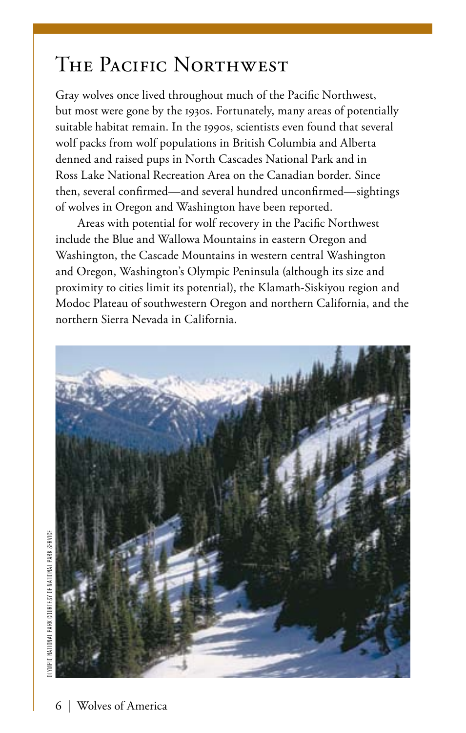# The Pacific Northwest

Gray wolves once lived throughout much of the Pacific Northwest, but most were gone by the 1930s. Fortunately, many areas of potentially suitable habitat remain. In the 1990s, scientists even found that several wolf packs from wolf populations in British Columbia and Alberta denned and raised pups in North Cascades National Park and in Ross Lake National Recreation Area on the Canadian border. Since then, several confirmed—and several hundred unconfirmed—sightings of wolves in Oregon and Washington have been reported.

Areas with potential for wolf recovery in the Pacific Northwest include the Blue and Wallowa Mountains in eastern Oregon and Washington, the Cascade Mountains in western central Washington and Oregon, Washington's Olympic Peninsula (although its size and proximity to cities limit its potential), the Klamath-Siskiyou region and Modoc Plateau of southwestern Oregon and northern California, and the northern Sierra Nevada in California.

OLYMPIC NATIONAL PARK COURTESY OF NATIONAL PARK SERVICE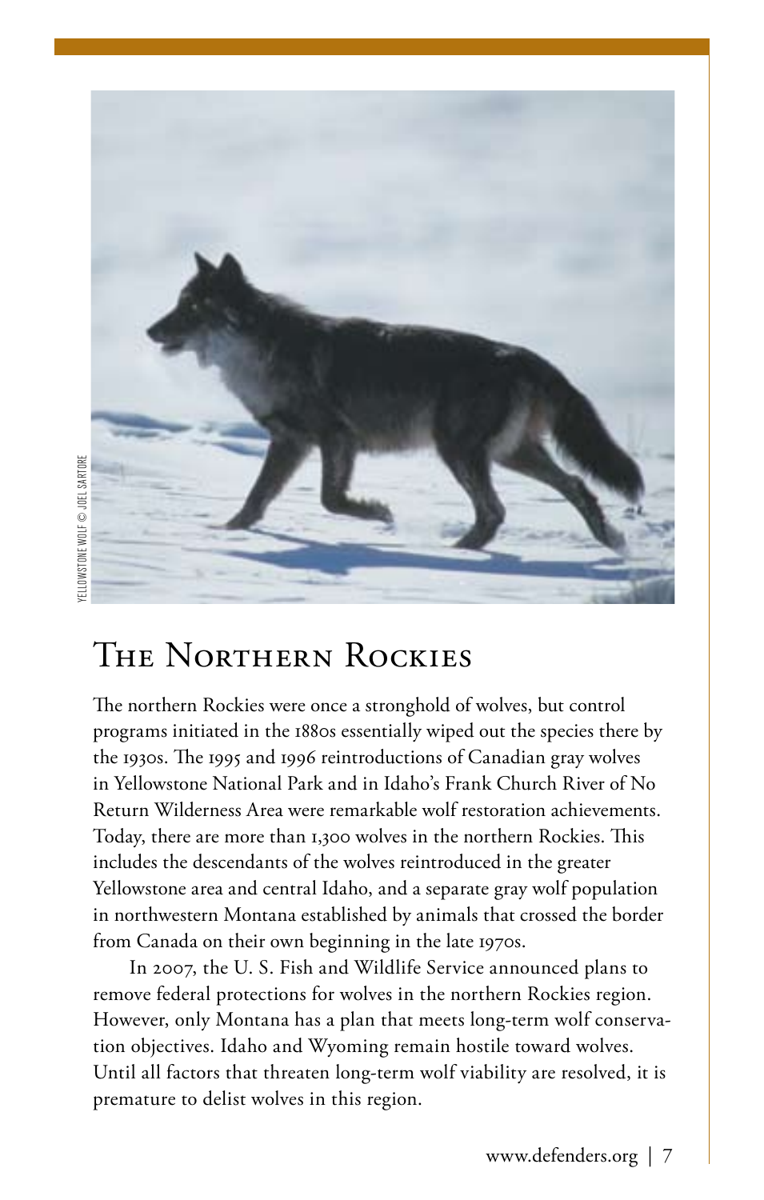YELLOWSTONE WOLF © JOEL SARTORE

## The Northern Rockies

The northern Rockies were once a stronghold of wolves, but control programs initiated in the 1880s essentially wiped out the species there by the 1930s. The 1995 and 1996 reintroductions of Canadian gray wolves in Yellowstone National Park and in Idaho's Frank Church River of No Return Wilderness Area were remarkable wolf restoration achievements. Today, there are more than 1,300 wolves in the northern Rockies. This includes the descendants of the wolves reintroduced in the greater Yellowstone area and central Idaho, and a separate gray wolf population in northwestern Montana established by animals that crossed the border from Canada on their own beginning in the late 1970s.

In 2007, the U. S. Fish and Wildlife Service announced plans to remove federal protections for wolves in the northern Rockies region. However, only Montana has a plan that meets long-term wolf conservation objectives. Idaho and Wyoming remain hostile toward wolves. Until all factors that threaten long-term wolf viability are resolved, it is premature to delist wolves in this region.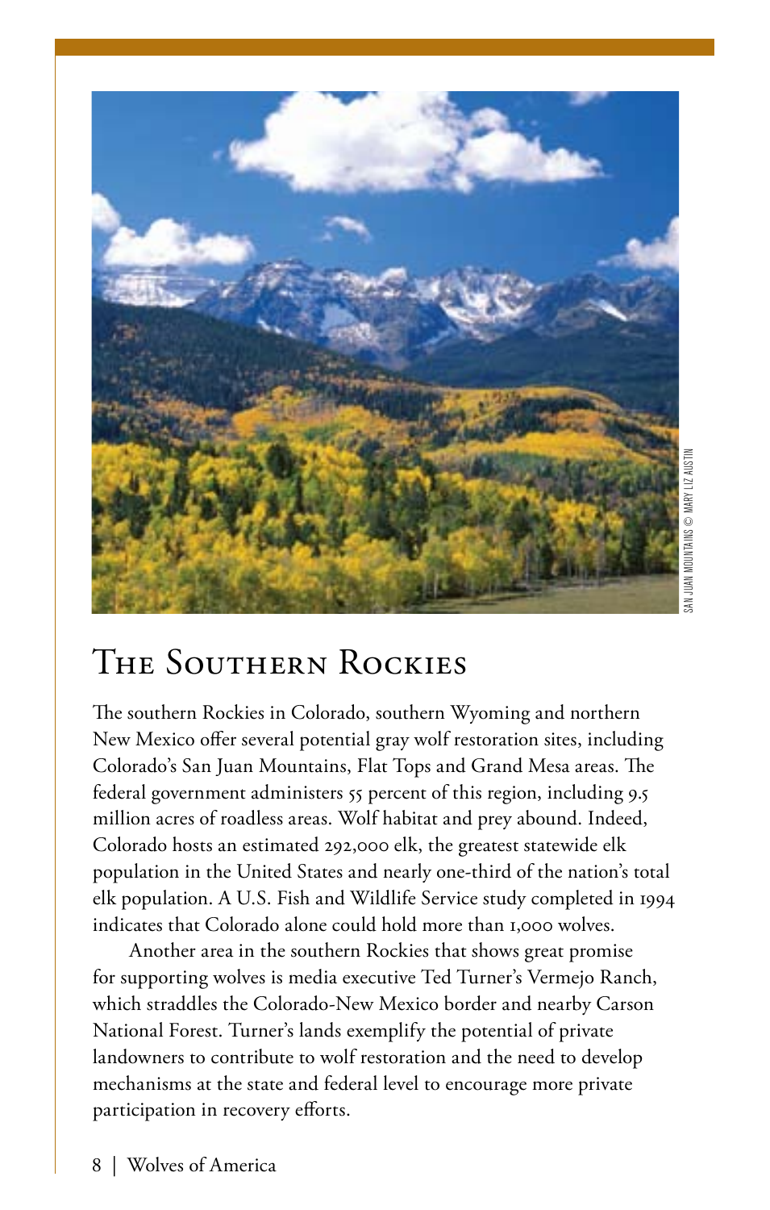SAN JUAN MOUNTAINS © MARY LIZ AUSTIN

## The Southern Rockies

The southern Rockies in Colorado, southern Wyoming and northern New Mexico offer several potential gray wolf restoration sites, including Colorado's San Juan Mountains, Flat Tops and Grand Mesa areas. The federal government administers 55 percent of this region, including 9.5 million acres of roadless areas. Wolf habitat and prey abound. Indeed, Colorado hosts an estimated 292,000 elk, the greatest statewide elk population in the United States and nearly one-third of the nation's total elk population. A U.S. Fish and Wildlife Service study completed in 1994 indicates that Colorado alone could hold more than 1,000 wolves.

Another area in the southern Rockies that shows great promise for supporting wolves is media executive Ted Turner's Vermejo Ranch, which straddles the Colorado-New Mexico border and nearby Carson National Forest. Turner's lands exemplify the potential of private landowners to contribute to wolf restoration and the need to develop mechanisms at the state and federal level to encourage more private participation in recovery efforts.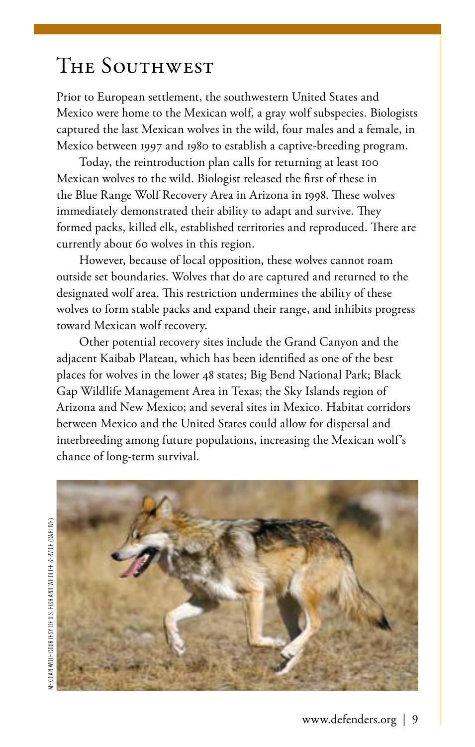# The Southwest

Prior to European settlement, the southwestern United States and Mexico were home to the Mexican wolf, a gray wolf subspecies. Biologists captured the last Mexican wolves in the wild, four males and a female, in Mexico between 1997 and 1980 to establish a captive-breeding program.

Today, the reintroduction plan calls for returning at least 100 Mexican wolves to the wild. Biologist released the first of these in the Blue Range Wolf Recovery Area in Arizona in 1998. These wolves immediately demonstrated their ability to adapt and survive. They formed packs, killed elk, established territories and reproduced. There are currently about 60 wolves in this region.

However, because of local opposition, these wolves cannot roam outside set boundaries. Wolves that do are captured and returned to the designated wolf area. This restriction undermines the ability of these wolves to form stable packs and expand their range, and inhibits progress toward Mexican wolf recovery.

Other potential recovery sites include the Grand Canyon and the adjacent Kaibab Plateau, which has been identified as one of the best places for wolves in the lower 48 states; Big Bend National Park; Black Gap Wildlife Management Area in Texas; the Sky Islands region of Arizona and New Mexico; and several sites in Mexico. Habitat corridors between Mexico and the United States could allow for dispersal and interbreeding among future populations, increasing the Mexican wolf's chance of long-term survival.

MEXICAN WOLF COURTESY OF U.S. FISH AND WILDLIFE SERVICE (CAPTIVE)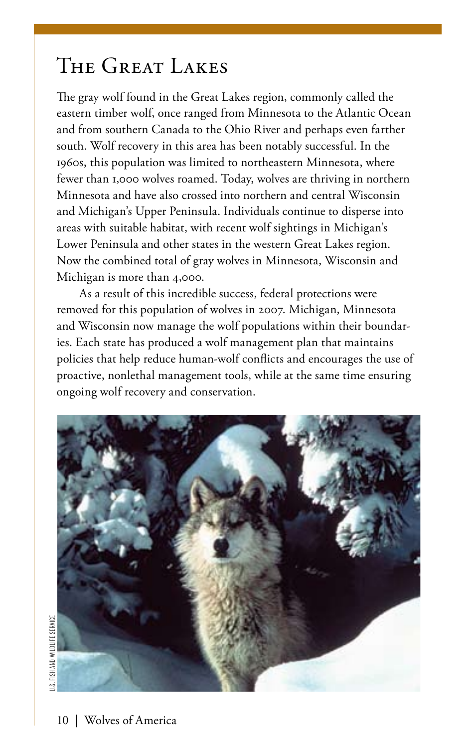# The Great Lakes

The gray wolf found in the Great Lakes region, commonly called the eastern timber wolf, once ranged from Minnesota to the Atlantic Ocean and from southern Canada to the Ohio River and perhaps even farther south. Wolf recovery in this area has been notably successful. In the 1960s, this population was limited to northeastern Minnesota, where fewer than 1,000 wolves roamed. Today, wolves are thriving in northern Minnesota and have also crossed into northern and central Wisconsin and Michigan's Upper Peninsula. Individuals continue to disperse into areas with suitable habitat, with recent wolf sightings in Michigan's Lower Peninsula and other states in the western Great Lakes region. Now the combined total of gray wolves in Minnesota, Wisconsin and Michigan is more than 4,000.

As a result of this incredible success, federal protections were removed for this population of wolves in 2007. Michigan, Minnesota and Wisconsin now manage the wolf populations within their boundaries. Each state has produced a wolf management plan that maintains policies that help reduce human-wolf conflicts and encourages the use of proactive, nonlethal management tools, while at the same time ensuring ongoing wolf recovery and conservation.

U.S. FISH AND WILDLIFE SERVICE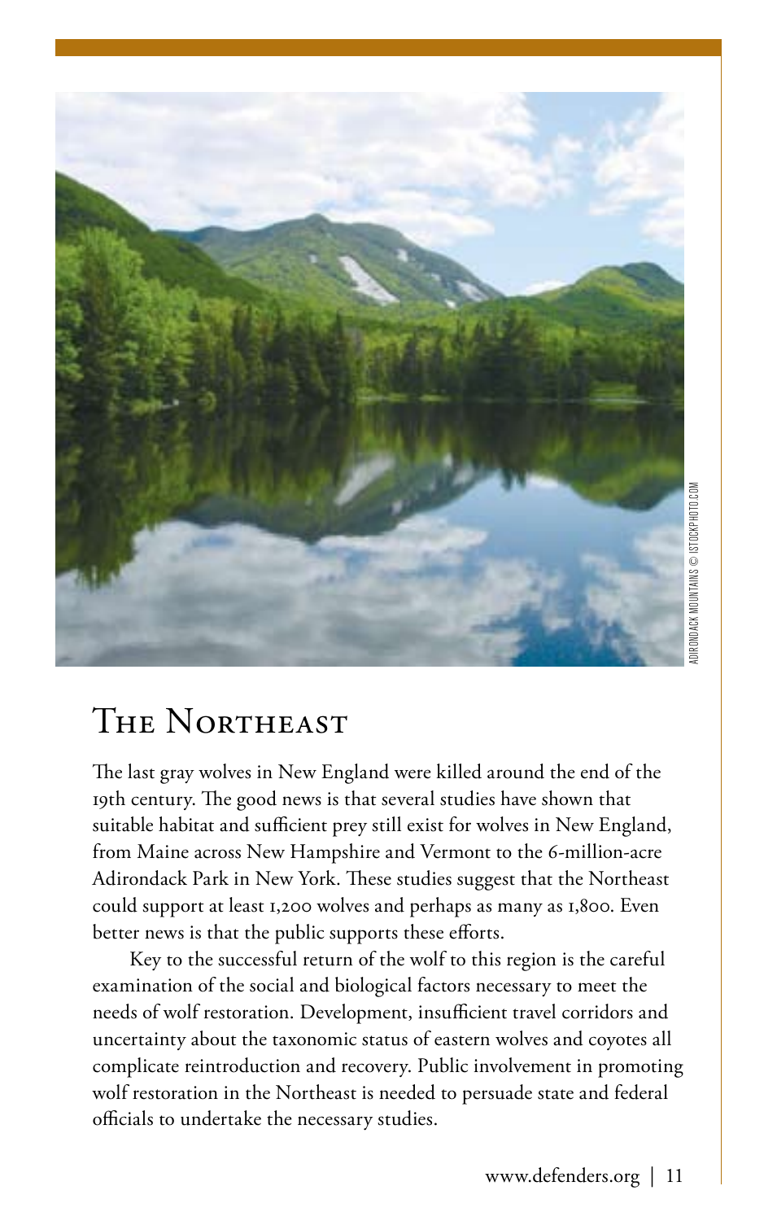ADIRONDACK MOUNTAINS © ISTOCKPHOTO.COM

## The Northeast

The last gray wolves in New England were killed around the end of the 19th century. The good news is that several studies have shown that suitable habitat and sufficient prey still exist for wolves in New England, from Maine across New Hampshire and Vermont to the 6-million-acre Adirondack Park in New York. These studies suggest that the Northeast could support at least 1,200 wolves and perhaps as many as 1,800. Even better news is that the public supports these efforts.

Key to the successful return of the wolf to this region is the careful examination of the social and biological factors necessary to meet the needs of wolf restoration. Development, insufficient travel corridors and uncertainty about the taxonomic status of eastern wolves and coyotes all complicate reintroduction and recovery. Public involvement in promoting wolf restoration in the Northeast is needed to persuade state and federal officials to undertake the necessary studies.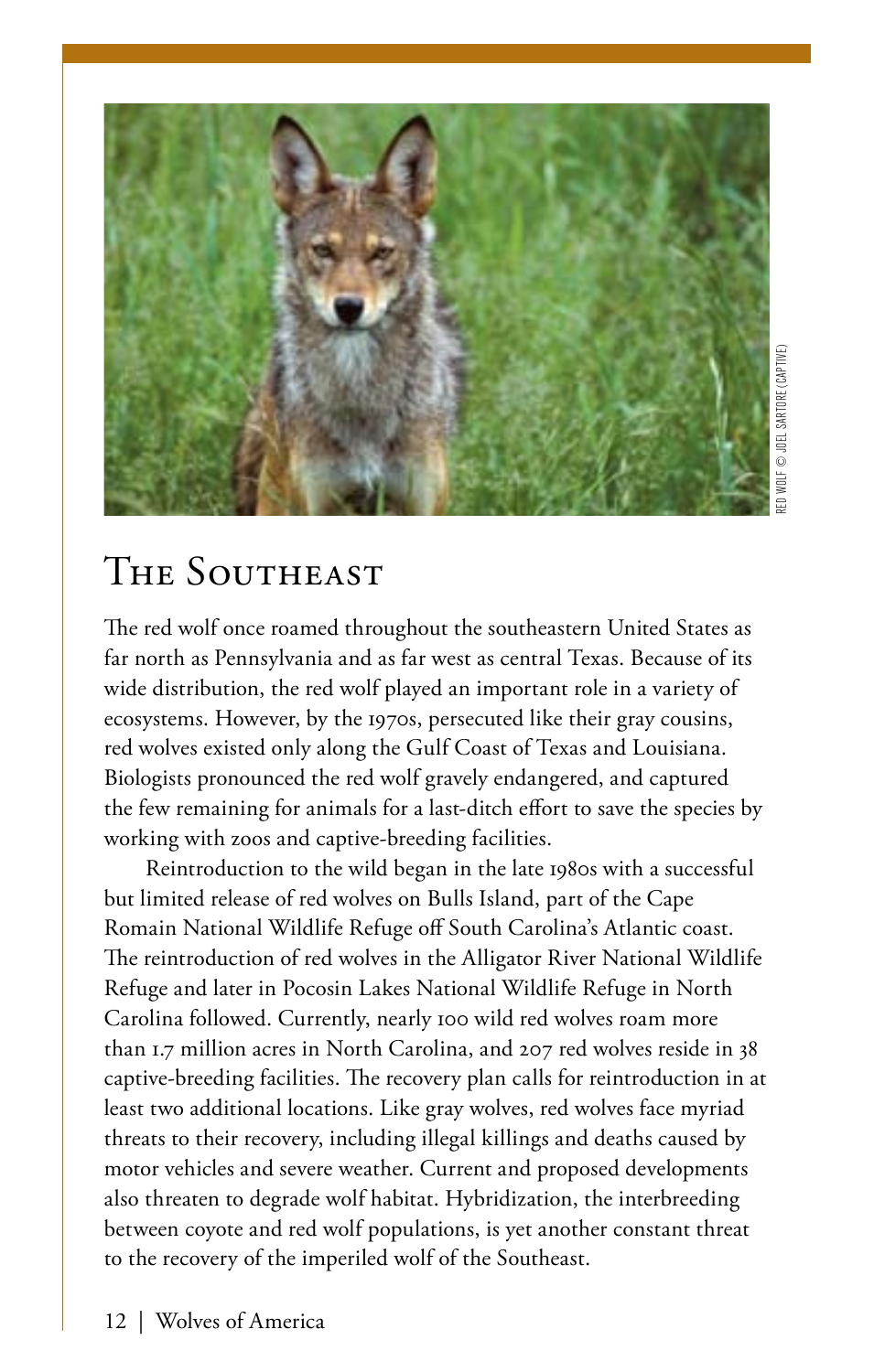RED WOLF © JOEL SARTORE (CAPTIVE)

# The Southeast

The red wolf once roamed throughout the southeastern United States as far north as Pennsylvania and as far west as central Texas. Because of its wide distribution, the red wolf played an important role in a variety of ecosystems. However, by the 1970s, persecuted like their gray cousins, red wolves existed only along the Gulf Coast of Texas and Louisiana. Biologists pronounced the red wolf gravely endangered, and captured the few remaining for animals for a last-ditch effort to save the species by working with zoos and captive-breeding facilities.

Reintroduction to the wild began in the late 1980s with a successful but limited release of red wolves on Bulls Island, part of the Cape Romain National Wildlife Refuge off South Carolina's Atlantic coast. The reintroduction of red wolves in the Alligator River National Wildlife Refuge and later in Pocosin Lakes National Wildlife Refuge in North Carolina followed. Currently, nearly 100 wild red wolves roam more than 1.7 million acres in North Carolina, and 207 red wolves reside in 38 captive-breeding facilities. The recovery plan calls for reintroduction in at least two additional locations. Like gray wolves, red wolves face myriad threats to their recovery, including illegal killings and deaths caused by motor vehicles and severe weather. Current and proposed developments also threaten to degrade wolf habitat. Hybridization, the interbreeding between coyote and red wolf populations, is yet another constant threat to the recovery of the imperiled wolf of the Southeast.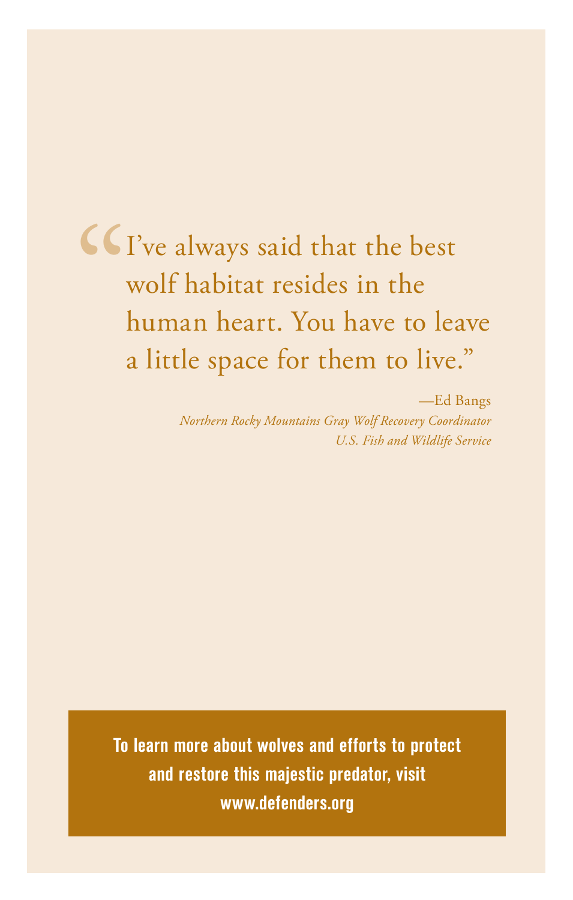> "I've always said that the best wolf habitat resides in the human heart. You have to leave a little space for them to live."
>
> —Ed Bangs
> *Northern Rocky Mountains Gray Wolf Recovery Coordinator*
> *U.S. Fish and Wildlife Service*

**To learn more about wolves and efforts to protect and restore this majestic predator, visit www.defenders.org**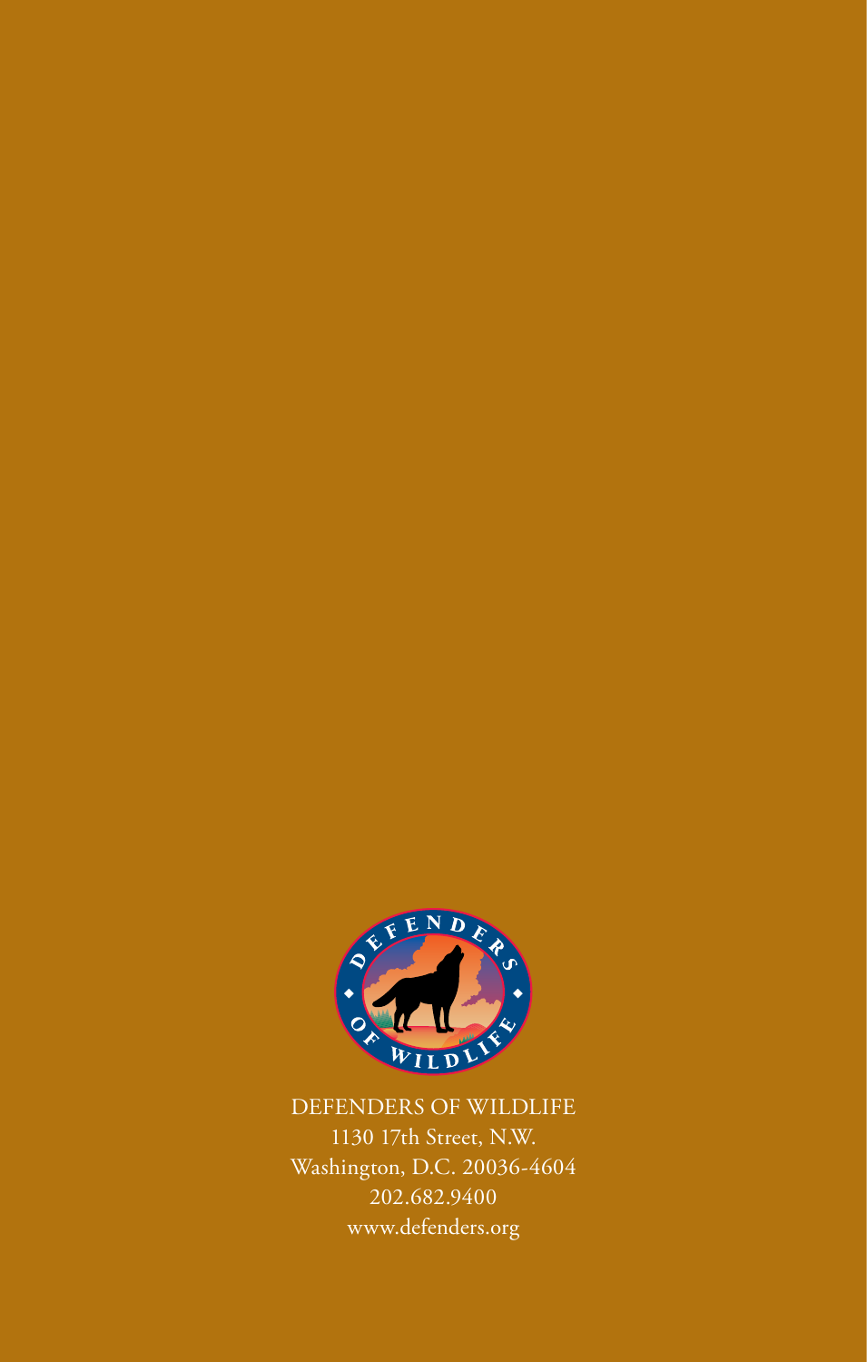DEFENDERS OF WILDLIFE
1130 17th Street, N.W.
Washington, D.C. 20036-4604
202.682.9400
www.defenders.org